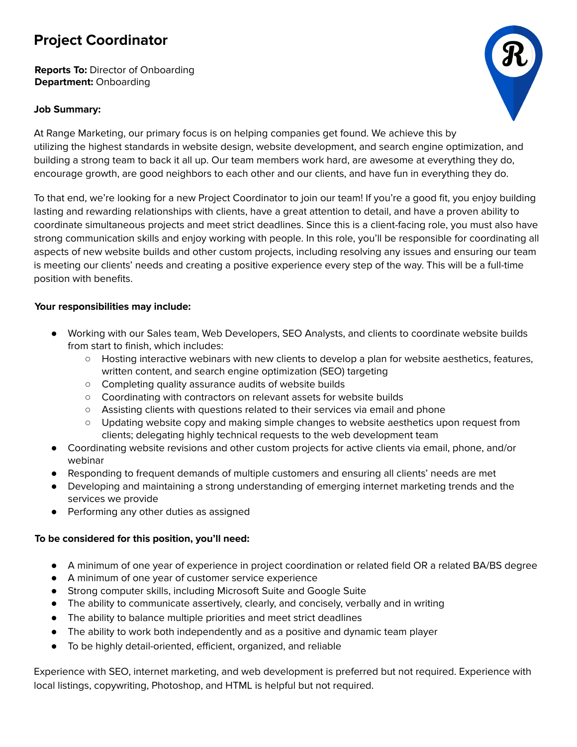# Project Coordinator

**Reports To:** Director of Onboarding
**Department:** Onboarding

**Job Summary:**

At Range Marketing, our primary focus is on helping companies get found. We achieve this by utilizing the highest standards in website design, website development, and search engine optimization, and building a strong team to back it all up. Our team members work hard, are awesome at everything they do, encourage growth, are good neighbors to each other and our clients, and have fun in everything they do.

To that end, we're looking for a new Project Coordinator to join our team! If you're a good fit, you enjoy building lasting and rewarding relationships with clients, have a great attention to detail, and have a proven ability to coordinate simultaneous projects and meet strict deadlines. Since this is a client-facing role, you must also have strong communication skills and enjoy working with people. In this role, you'll be responsible for coordinating all aspects of new website builds and other custom projects, including resolving any issues and ensuring our team is meeting our clients' needs and creating a positive experience every step of the way. This will be a full-time position with benefits.

**Your responsibilities may include:**

- Working with our Sales team, Web Developers, SEO Analysts, and clients to coordinate website builds from start to finish, which includes:
  - Hosting interactive webinars with new clients to develop a plan for website aesthetics, features, written content, and search engine optimization (SEO) targeting
  - Completing quality assurance audits of website builds
  - Coordinating with contractors on relevant assets for website builds
  - Assisting clients with questions related to their services via email and phone
  - Updating website copy and making simple changes to website aesthetics upon request from clients; delegating highly technical requests to the web development team
- Coordinating website revisions and other custom projects for active clients via email, phone, and/or webinar
- Responding to frequent demands of multiple customers and ensuring all clients' needs are met
- Developing and maintaining a strong understanding of emerging internet marketing trends and the services we provide
- Performing any other duties as assigned

**To be considered for this position, you'll need:**

- A minimum of one year of experience in project coordination or related field OR a related BA/BS degree
- A minimum of one year of customer service experience
- Strong computer skills, including Microsoft Suite and Google Suite
- The ability to communicate assertively, clearly, and concisely, verbally and in writing
- The ability to balance multiple priorities and meet strict deadlines
- The ability to work both independently and as a positive and dynamic team player
- To be highly detail-oriented, efficient, organized, and reliable

Experience with SEO, internet marketing, and web development is preferred but not required. Experience with local listings, copywriting, Photoshop, and HTML is helpful but not required.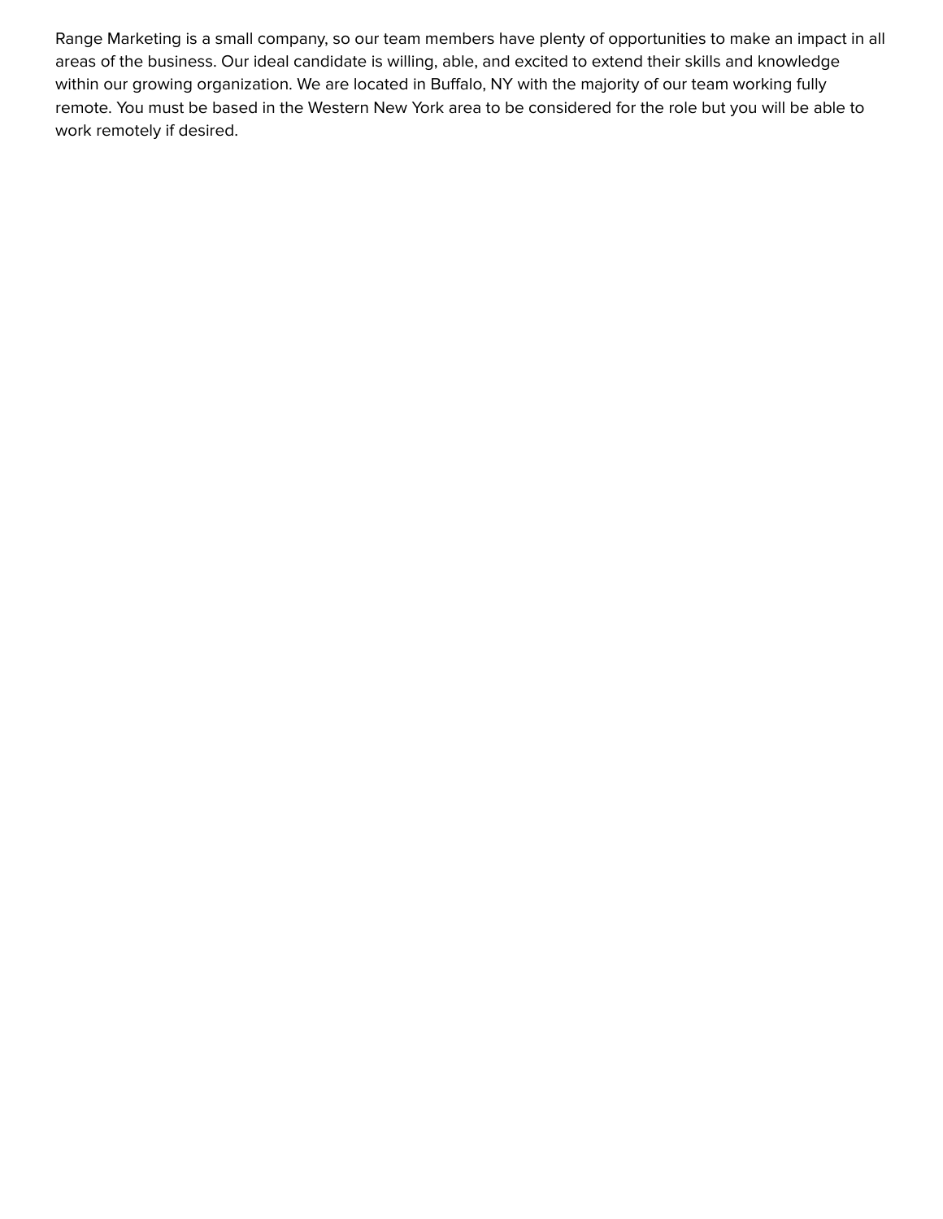Range Marketing is a small company, so our team members have plenty of opportunities to make an impact in all areas of the business. Our ideal candidate is willing, able, and excited to extend their skills and knowledge within our growing organization. We are located in Buffalo, NY with the majority of our team working fully remote. You must be based in the Western New York area to be considered for the role but you will be able to work remotely if desired.